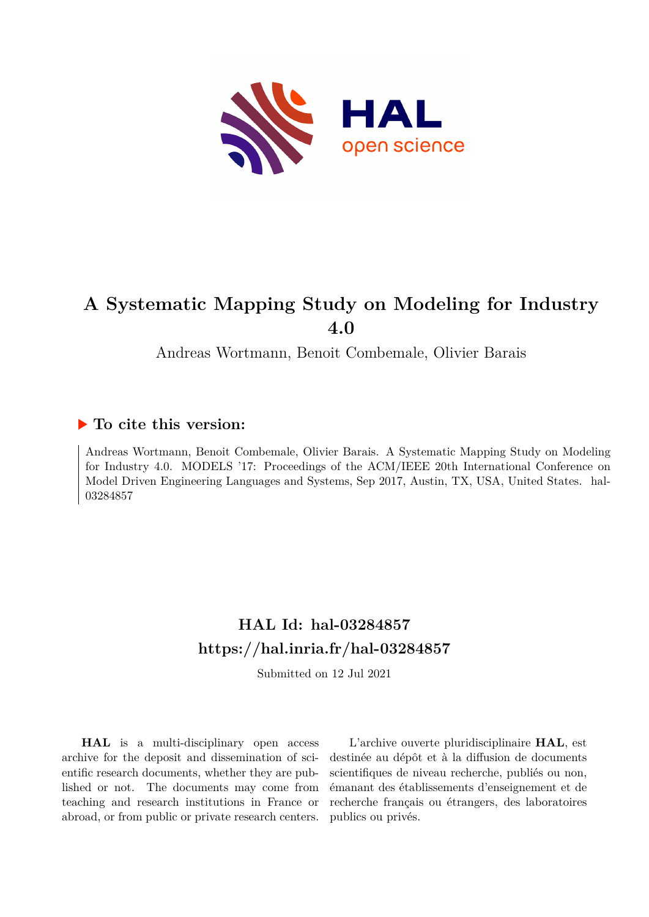# A Systematic Mapping Study on Modeling for Industry 4.0

Andreas Wortmann, Benoit Combemale, Olivier Barais

## ▶ To cite this version:

Andreas Wortmann, Benoit Combemale, Olivier Barais. A Systematic Mapping Study on Modeling for Industry 4.0. MODELS '17: Proceedings of the ACM/IEEE 20th International Conference on Model Driven Engineering Languages and Systems, Sep 2017, Austin, TX, USA, United States. hal-03284857

## HAL Id: hal-03284857
## https://hal.inria.fr/hal-03284857

Submitted on 12 Jul 2021

**HAL** is a multi-disciplinary open access archive for the deposit and dissemination of scientific research documents, whether they are published or not. The documents may come from teaching and research institutions in France or abroad, or from public or private research centers.

L'archive ouverte pluridisciplinaire **HAL**, est destinée au dépôt et à la diffusion de documents scientifiques de niveau recherche, publiés ou non, émanant des établissements d'enseignement et de recherche français ou étrangers, des laboratoires publics ou privés.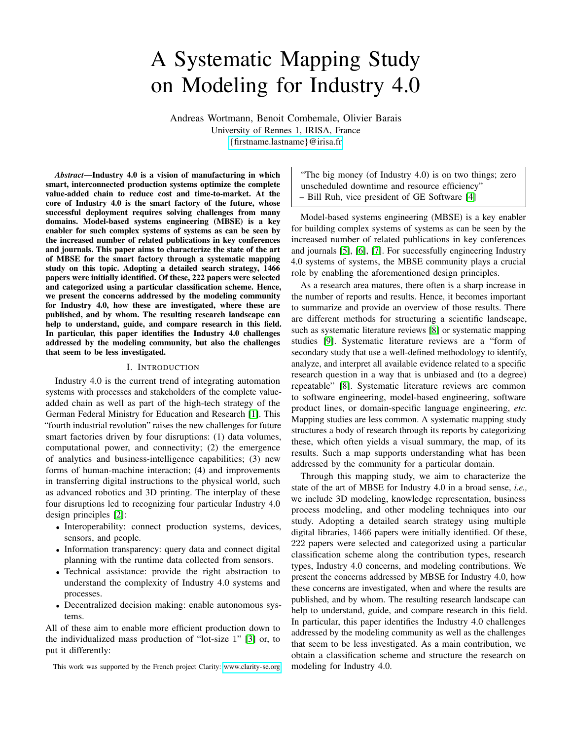# A Systematic Mapping Study on Modeling for Industry 4.0

Andreas Wortmann, Benoit Combemale, Olivier Barais
University of Rennes 1, IRISA, France
{firstname.lastname}@irisa.fr

***Abstract*—Industry 4.0 is a vision of manufacturing in which smart, interconnected production systems optimize the complete value-added chain to reduce cost and time-to-market. At the core of Industry 4.0 is the smart factory of the future, whose successful deployment requires solving challenges from many domains. Model-based systems engineering (MBSE) is a key enabler for such complex systems of systems as can be seen by the increased number of related publications in key conferences and journals. This paper aims to characterize the state of the art of MBSE for the smart factory through a systematic mapping study on this topic. Adopting a detailed search strategy, 1466 papers were initially identified. Of these, 222 papers were selected and categorized using a particular classification scheme. Hence, we present the concerns addressed by the modeling community for Industry 4.0, how these are investigated, where these are published, and by whom. The resulting research landscape can help to understand, guide, and compare research in this field. In particular, this paper identifies the Industry 4.0 challenges addressed by the modeling community, but also the challenges that seem to be less investigated.**

## I. Introduction

Industry 4.0 is the current trend of integrating automation systems with processes and stakeholders of the complete value-added chain as well as part of the high-tech strategy of the German Federal Ministry for Education and Research [1]. This "fourth industrial revolution" raises the new challenges for future smart factories driven by four disruptions: (1) data volumes, computational power, and connectivity; (2) the emergence of analytics and business-intelligence capabilities; (3) new forms of human-machine interaction; (4) and improvements in transferring digital instructions to the physical world, such as advanced robotics and 3D printing. The interplay of these four disruptions led to recognizing four particular Industry 4.0 design principles [2]:

- Interoperability: connect production systems, devices, sensors, and people.
- Information transparency: query data and connect digital planning with the runtime data collected from sensors.
- Technical assistance: provide the right abstraction to understand the complexity of Industry 4.0 systems and processes.
- Decentralized decision making: enable autonomous systems.

All of these aim to enable more efficient production down to the individualized mass production of "lot-size 1" [3] or, to put it differently:

> "The big money (of Industry 4.0) is on two things; zero unscheduled downtime and resource efficiency"
> – Bill Ruh, vice president of GE Software [4]

Model-based systems engineering (MBSE) is a key enabler for building complex systems of systems as can be seen by the increased number of related publications in key conferences and journals [5], [6], [7]. For successfully engineering Industry 4.0 systems of systems, the MBSE community plays a crucial role by enabling the aforementioned design principles.

As a research area matures, there often is a sharp increase in the number of reports and results. Hence, it becomes important to summarize and provide an overview of those results. There are different methods for structuring a scientific landscape, such as systematic literature reviews [8] or systematic mapping studies [9]. Systematic literature reviews are a "form of secondary study that use a well-defined methodology to identify, analyze, and interpret all available evidence related to a specific research question in a way that is unbiased and (to a degree) repeatable" [8]. Systematic literature reviews are common to software engineering, model-based engineering, software product lines, or domain-specific language engineering, *etc.* Mapping studies are less common. A systematic mapping study structures a body of research through its reports by categorizing these, which often yields a visual summary, the map, of its results. Such a map supports understanding what has been addressed by the community for a particular domain.

Through this mapping study, we aim to characterize the state of the art of MBSE for Industry 4.0 in a broad sense, *i.e.,* we include 3D modeling, knowledge representation, business process modeling, and other modeling techniques into our study. Adopting a detailed search strategy using multiple digital libraries, 1466 papers were initially identified. Of these, 222 papers were selected and categorized using a particular classification scheme along the contribution types, research types, Industry 4.0 concerns, and modeling contributions. We present the concerns addressed by MBSE for Industry 4.0, how these concerns are investigated, when and where the results are published, and by whom. The resulting research landscape can help to understand, guide, and compare research in this field. In particular, this paper identifies the Industry 4.0 challenges addressed by the modeling community as well as the challenges that seem to be less investigated. As a main contribution, we obtain a classification scheme and structure the research on modeling for Industry 4.0.

This work was supported by the French project Clarity: www.clarity-se.org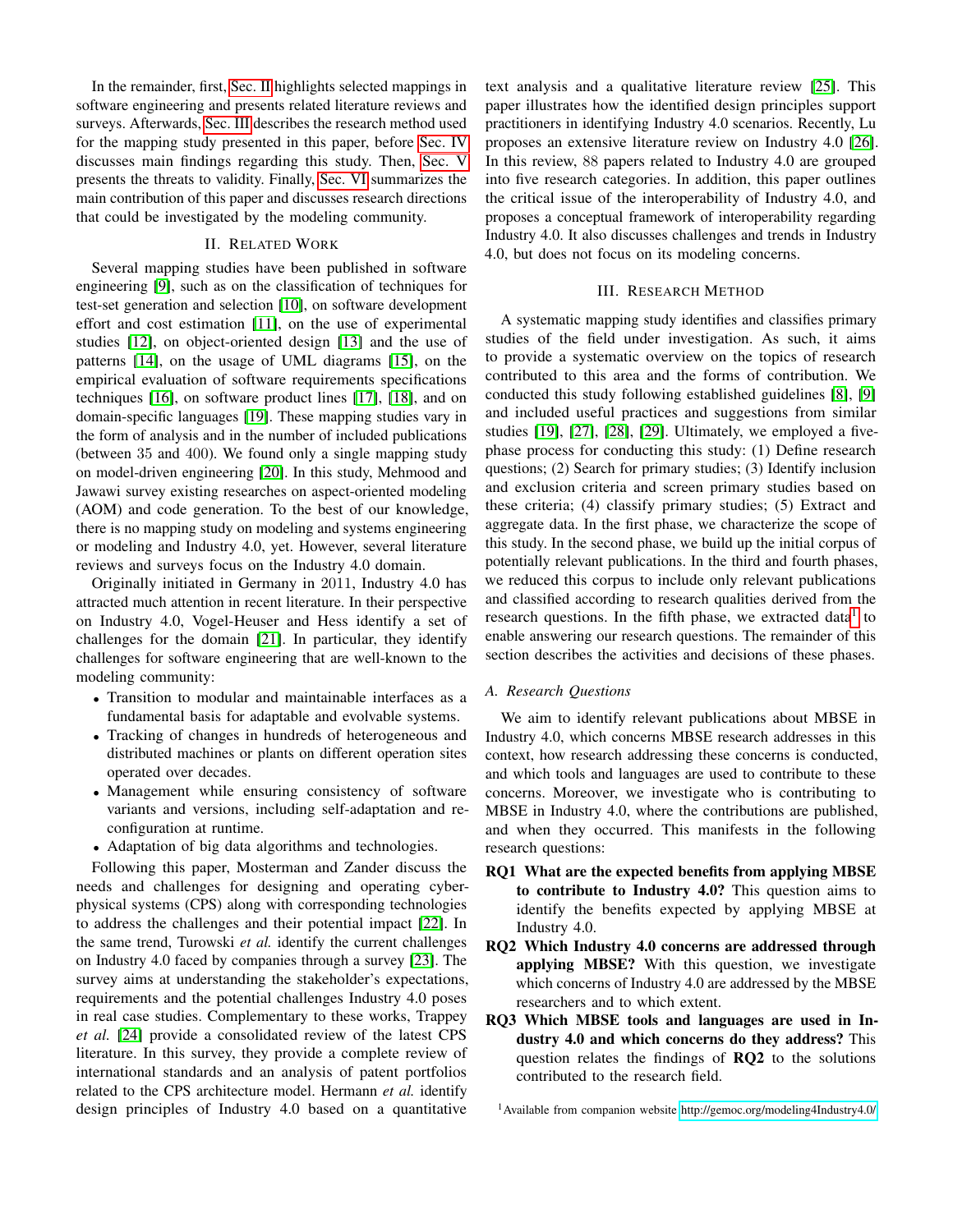In the remainder, first, Sec. II highlights selected mappings in software engineering and presents related literature reviews and surveys. Afterwards, Sec. III describes the research method used for the mapping study presented in this paper, before Sec. IV discusses main findings regarding this study. Then, Sec. V presents the threats to validity. Finally, Sec. VI summarizes the main contribution of this paper and discusses research directions that could be investigated by the modeling community.

## II. Related Work

Several mapping studies have been published in software engineering [9], such as on the classification of techniques for test-set generation and selection [10], on software development effort and cost estimation [11], on the use of experimental studies [12], on object-oriented design [13] and the use of patterns [14], on the usage of UML diagrams [15], on the empirical evaluation of software requirements specifications techniques [16], on software product lines [17], [18], and on domain-specific languages [19]. These mapping studies vary in the form of analysis and in the number of included publications (between 35 and 400). We found only a single mapping study on model-driven engineering [20]. In this study, Mehmood and Jawawi survey existing researches on aspect-oriented modeling (AOM) and code generation. To the best of our knowledge, there is no mapping study on modeling and systems engineering or modeling and Industry 4.0, yet. However, several literature reviews and surveys focus on the Industry 4.0 domain.

Originally initiated in Germany in 2011, Industry 4.0 has attracted much attention in recent literature. In their perspective on Industry 4.0, Vogel-Heuser and Hess identify a set of challenges for the domain [21]. In particular, they identify challenges for software engineering that are well-known to the modeling community:

- Transition to modular and maintainable interfaces as a fundamental basis for adaptable and evolvable systems.
- Tracking of changes in hundreds of heterogeneous and distributed machines or plants on different operation sites operated over decades.
- Management while ensuring consistency of software variants and versions, including self-adaptation and re-configuration at runtime.
- Adaptation of big data algorithms and technologies.

Following this paper, Mosterman and Zander discuss the needs and challenges for designing and operating cyber-physical systems (CPS) along with corresponding technologies to address the challenges and their potential impact [22]. In the same trend, Turowski *et al.* identify the current challenges on Industry 4.0 faced by companies through a survey [23]. The survey aims at understanding the stakeholder's expectations, requirements and the potential challenges Industry 4.0 poses in real case studies. Complementary to these works, Trappey *et al.* [24] provide a consolidated review of the latest CPS literature. In this survey, they provide a complete review of international standards and an analysis of patent portfolios related to the CPS architecture model. Hermann *et al.* identify design principles of Industry 4.0 based on a quantitative text analysis and a qualitative literature review [25]. This paper illustrates how the identified design principles support practitioners in identifying Industry 4.0 scenarios. Recently, Lu proposes an extensive literature review on Industry 4.0 [26]. In this review, 88 papers related to Industry 4.0 are grouped into five research categories. In addition, this paper outlines the critical issue of the interoperability of Industry 4.0, and proposes a conceptual framework of interoperability regarding Industry 4.0. It also discusses challenges and trends in Industry 4.0, but does not focus on its modeling concerns.

## III. Research Method

A systematic mapping study identifies and classifies primary studies of the field under investigation. As such, it aims to provide a systematic overview on the topics of research contributed to this area and the forms of contribution. We conducted this study following established guidelines [8], [9] and included useful practices and suggestions from similar studies [19], [27], [28], [29]. Ultimately, we employed a five-phase process for conducting this study: (1) Define research questions; (2) Search for primary studies; (3) Identify inclusion and exclusion criteria and screen primary studies based on these criteria; (4) classify primary studies; (5) Extract and aggregate data. In the first phase, we characterize the scope of this study. In the second phase, we build up the initial corpus of potentially relevant publications. In the third and fourth phases, we reduced this corpus to include only relevant publications and classified according to research qualities derived from the research questions. In the fifth phase, we extracted data[1] to enable answering our research questions. The remainder of this section describes the activities and decisions of these phases.

### A. Research Questions

We aim to identify relevant publications about MBSE in Industry 4.0, which concerns MBSE research addresses in this context, how research addressing these concerns is conducted, and which tools and languages are used to contribute to these concerns. Moreover, we investigate who is contributing to MBSE in Industry 4.0, where the contributions are published, and when they occurred. This manifests in the following research questions:

- **RQ1 What are the expected benefits from applying MBSE to contribute to Industry 4.0?** This question aims to identify the benefits expected by applying MBSE at Industry 4.0.
- **RQ2 Which Industry 4.0 concerns are addressed through applying MBSE?** With this question, we investigate which concerns of Industry 4.0 are addressed by the MBSE researchers and to which extent.
- **RQ3 Which MBSE tools and languages are used in Industry 4.0 and which concerns do they address?** This question relates the findings of **RQ2** to the solutions contributed to the research field.

[1] Available from companion website http://gemoc.org/modeling4Industry4.0/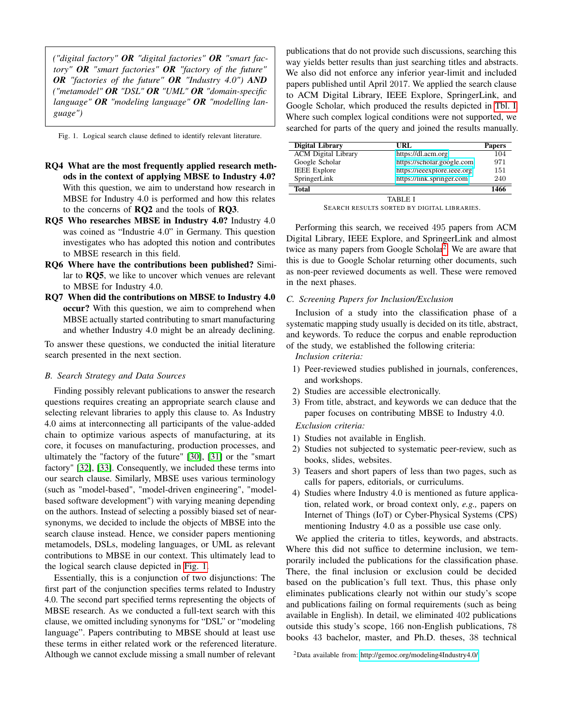*("digital factory" **OR** "digital factories" **OR** "smart factory" **OR** "smart factories" **OR** "factory of the future" **OR** "factories of the future" **OR** "Industry 4.0") **AND** ("metamodel" **OR** "DSL" **OR** "UML" **OR** "domain-specific language" **OR** "modeling language" **OR** "modelling language")*

Fig. 1. Logical search clause defined to identify relevant literature.

- **RQ4 What are the most frequently applied research methods in the context of applying MBSE to Industry 4.0?** With this question, we aim to understand how research in MBSE for Industry 4.0 is performed and how this relates to the concerns of **RQ2** and the tools of **RQ3**.
- **RQ5 Who researches MBSE in Industry 4.0?** Industry 4.0 was coined as "Industrie 4.0" in Germany. This question investigates who has adopted this notion and contributes to MBSE research in this field.
- **RQ6 Where have the contributions been published?** Similar to **RQ5**, we like to uncover which venues are relevant to MBSE for Industry 4.0.
- **RQ7 When did the contributions on MBSE to Industry 4.0 occur?** With this question, we aim to comprehend when MBSE actually started contributing to smart manufacturing and whether Industry 4.0 might be an already declining.

To answer these questions, we conducted the initial literature search presented in the next section.

### B. Search Strategy and Data Sources

Finding possibly relevant publications to answer the research questions requires creating an appropriate search clause and selecting relevant libraries to apply this clause to. As Industry 4.0 aims at interconnecting all participants of the value-added chain to optimize various aspects of manufacturing, at its core, it focuses on manufacturing, production processes, and ultimately the "factory of the future" [30], [31] or the "smart factory" [32], [33]. Consequently, we included these terms into our search clause. Similarly, MBSE uses various terminology (such as "model-based", "model-driven engineering", "model-based software development") with varying meaning depending on the authors. Instead of selecting a possibly biased set of near-synonyms, we decided to include the objects of MBSE into the search clause instead. Hence, we consider papers mentioning metamodels, DSLs, modeling languages, or UML as relevant contributions to MBSE in our context. This ultimately lead to the logical search clause depicted in Fig. 1.

Essentially, this is a conjunction of two disjunctions: The first part of the conjunction specifies terms related to Industry 4.0. The second part specified terms representing the objects of MBSE research. As we conducted a full-text search with this clause, we omitted including synonyms for "DSL" or "modeling language". Papers contributing to MBSE should at least use these terms in either related work or the referenced literature. Although we cannot exclude missing a small number of relevant publications that do not provide such discussions, searching this way yields better results than just searching titles and abstracts. We also did not enforce any inferior year-limit and included papers published until April 2017. We applied the search clause to ACM Digital Library, IEEE Explore, SpringerLink, and Google Scholar, which produced the results depicted in Tbl. I. Where such complex logical conditions were not supported, we searched for parts of the query and joined the results manually.

| Digital Library | URL | Papers |
|---|---|---|
| ACM Digital Library | https://dl.acm.org | 104 |
| Google Scholar | https://scholar.google.com | 971 |
| IEEE Explore | https://ieeexplore.ieee.org | 151 |
| SpringerLink | https://link.springer.com | 240 |
| **Total** | | **1466** |

TABLE I
SEARCH RESULTS SORTED BY DIGITAL LIBRARIES.

Performing this search, we received 495 papers from ACM Digital Library, IEEE Explore, and SpringerLink and almost twice as many papers from Google Scholar[2]. We are aware that this is due to Google Scholar returning other documents, such as non-peer reviewed documents as well. These were removed in the next phases.

### C. Screening Papers for Inclusion/Exclusion

Inclusion of a study into the classification phase of a systematic mapping study usually is decided on its title, abstract, and keywords. To reduce the corpus and enable reproduction of the study, we established the following criteria:

*Inclusion criteria:*

1) Peer-reviewed studies published in journals, conferences, and workshops.
2) Studies are accessible electronically.
3) From title, abstract, and keywords we can deduce that the paper focuses on contributing MBSE to Industry 4.0.

*Exclusion criteria:*

1) Studies not available in English.
2) Studies not subjected to systematic peer-review, such as books, slides, websites.
3) Teasers and short papers of less than two pages, such as calls for papers, editorials, or curriculums.
4) Studies where Industry 4.0 is mentioned as future application, related work, or broad context only, *e.g.,* papers on Internet of Things (IoT) or Cyber-Physical Systems (CPS) mentioning Industry 4.0 as a possible use case only.

We applied the criteria to titles, keywords, and abstracts. Where this did not suffice to determine inclusion, we temporarily included the publications for the classification phase. There, the final inclusion or exclusion could be decided based on the publication's full text. Thus, this phase only eliminates publications clearly not within our study's scope and publications failing on formal requirements (such as being available in English). In detail, we eliminated 402 publications outside this study's scope, 166 non-English publications, 78 books 43 bachelor, master, and Ph.D. theses, 38 technical

[2] Data available from: http://gemoc.org/modeling4Industry4.0/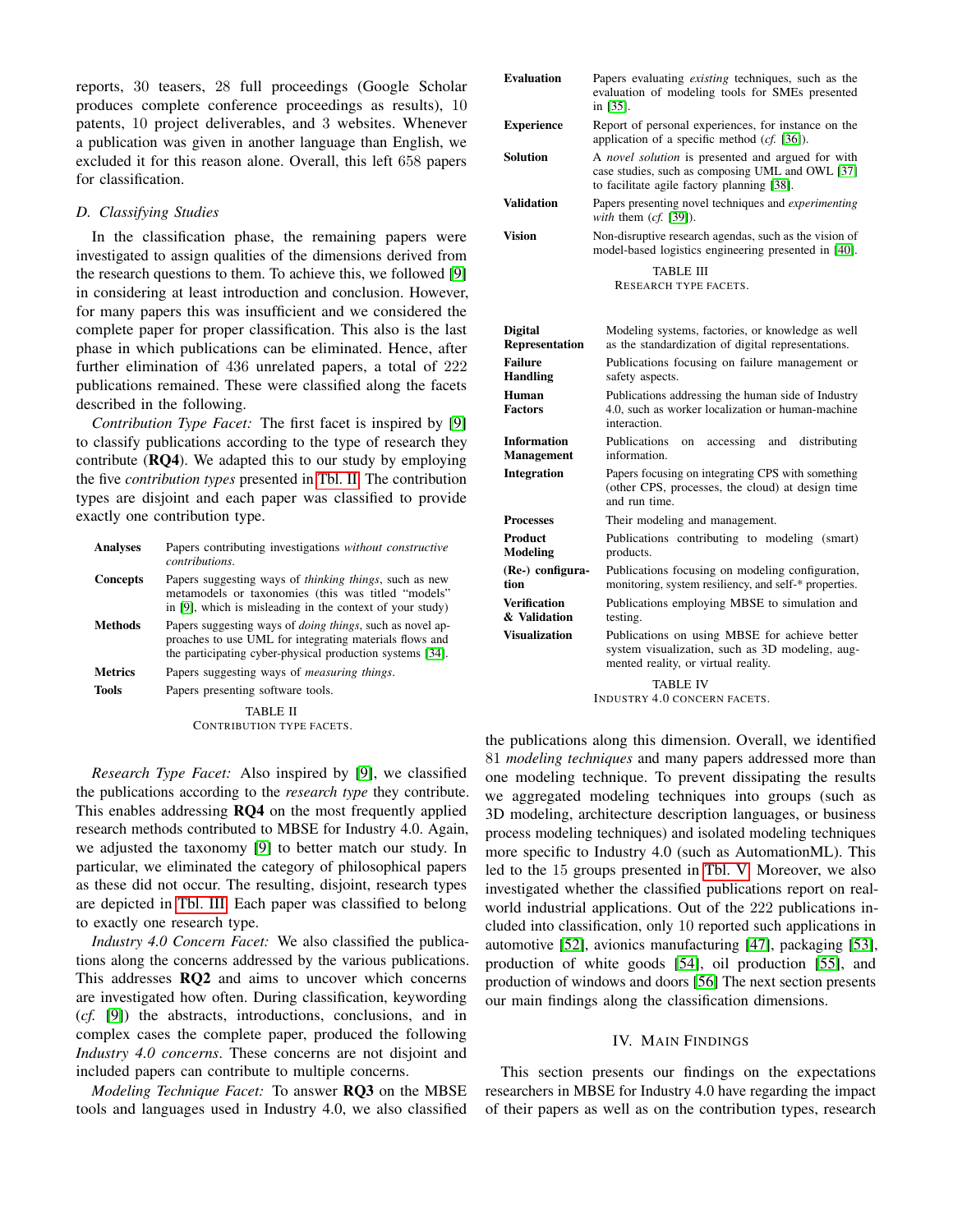reports, 30 teasers, 28 full proceedings (Google Scholar produces complete conference proceedings as results), 10 patents, 10 project deliverables, and 3 websites. Whenever a publication was given in another language than English, we excluded it for this reason alone. Overall, this left 658 papers for classification.

### D. Classifying Studies

In the classification phase, the remaining papers were investigated to assign qualities of the dimensions derived from the research questions to them. To achieve this, we followed [9] in considering at least introduction and conclusion. However, for many papers this was insufficient and we considered the complete paper for proper classification. This also is the last phase in which publications can be eliminated. Hence, after further elimination of 436 unrelated papers, a total of 222 publications remained. These were classified along the facets described in the following.

*Contribution Type Facet:* The first facet is inspired by [9] to classify publications according to the type of research they contribute (**RQ4**). We adapted this to our study by employing the five *contribution types* presented in Tbl. II. The contribution types are disjoint and each paper was classified to provide exactly one contribution type.

| | |
|---|---|
| **Analyses** | Papers contributing investigations *without constructive contributions*. |
| **Concepts** | Papers suggesting ways of *thinking things*, such as new metamodels or taxonomies (this was titled "models" in [9], which is misleading in the context of your study) |
| **Methods** | Papers suggesting ways of *doing things*, such as novel approaches to use UML for integrating materials flows and the participating cyber-physical production systems [34]. |
| **Metrics** | Papers suggesting ways of *measuring things*. |
| **Tools** | Papers presenting software tools. |

TABLE II
CONTRIBUTION TYPE FACETS.

*Research Type Facet:* Also inspired by [9], we classified the publications according to the *research type* they contribute. This enables addressing **RQ4** on the most frequently applied research methods contributed to MBSE for Industry 4.0. Again, we adjusted the taxonomy [9] to better match our study. In particular, we eliminated the category of philosophical papers as these did not occur. The resulting, disjoint, research types are depicted in Tbl. III. Each paper was classified to belong to exactly one research type.

*Industry 4.0 Concern Facet:* We also classified the publications along the concerns addressed by the various publications. This addresses **RQ2** and aims to uncover which concerns are investigated how often. During classification, keywording (*cf.* [9]) the abstracts, introductions, conclusions, and in complex cases the complete paper, produced the following *Industry 4.0 concerns*. These concerns are not disjoint and included papers can contribute to multiple concerns.

*Modeling Technique Facet:* To answer **RQ3** on the MBSE tools and languages used in Industry 4.0, we also classified

| | |
|---|---|
| **Evaluation** | Papers evaluating *existing* techniques, such as the evaluation of modeling tools for SMEs presented in [35]. |
| **Experience** | Report of personal experiences, for instance on the application of a specific method (*cf.* [36]). |
| **Solution** | A *novel solution* is presented and argued for with case studies, such as composing UML and OWL [37] to facilitate agile factory planning [38]. |
| **Validation** | Papers presenting novel techniques and *experimenting with* them (*cf.* [39]). |
| **Vision** | Non-disruptive research agendas, such as the vision of model-based logistics engineering presented in [40]. |

TABLE III
RESEARCH TYPE FACETS.

| | |
|---|---|
| **Digital Representation** | Modeling systems, factories, or knowledge as well as the standardization of digital representations. |
| **Failure Handling** | Publications focusing on failure management or safety aspects. |
| **Human Factors** | Publications addressing the human side of Industry 4.0, such as worker localization or human-machine interaction. |
| **Information Management** | Publications on accessing and distributing information. |
| **Integration** | Papers focusing on integrating CPS with something (other CPS, processes, the cloud) at design time and run time. |
| **Processes** | Their modeling and management. |
| **Product Modeling** | Publications contributing to modeling (smart) products. |
| **(Re-) configuration** | Publications focusing on modeling configuration, monitoring, system resiliency, and self-* properties. |
| **Verification & Validation** | Publications employing MBSE to simulation and testing. |
| **Visualization** | Publications on using MBSE for achieve better system visualization, such as 3D modeling, augmented reality, or virtual reality. |

TABLE IV
INDUSTRY 4.0 CONCERN FACETS.

the publications along this dimension. Overall, we identified 81 *modeling techniques* and many papers addressed more than one modeling technique. To prevent dissipating the results we aggregated modeling techniques into groups (such as 3D modeling, architecture description languages, or business process modeling techniques) and isolated modeling techniques more specific to Industry 4.0 (such as AutomationML). This led to the 15 groups presented in Tbl. V. Moreover, we also investigated whether the classified publications report on real-world industrial applications. Out of the 222 publications included into classification, only 10 reported such applications in automotive [52], avionics manufacturing [47], packaging [53], production of white goods [54], oil production [55], and production of windows and doors [56] The next section presents our main findings along the classification dimensions.

## IV. Main Findings

This section presents our findings on the expectations researchers in MBSE for Industry 4.0 have regarding the impact of their papers as well as on the contribution types, research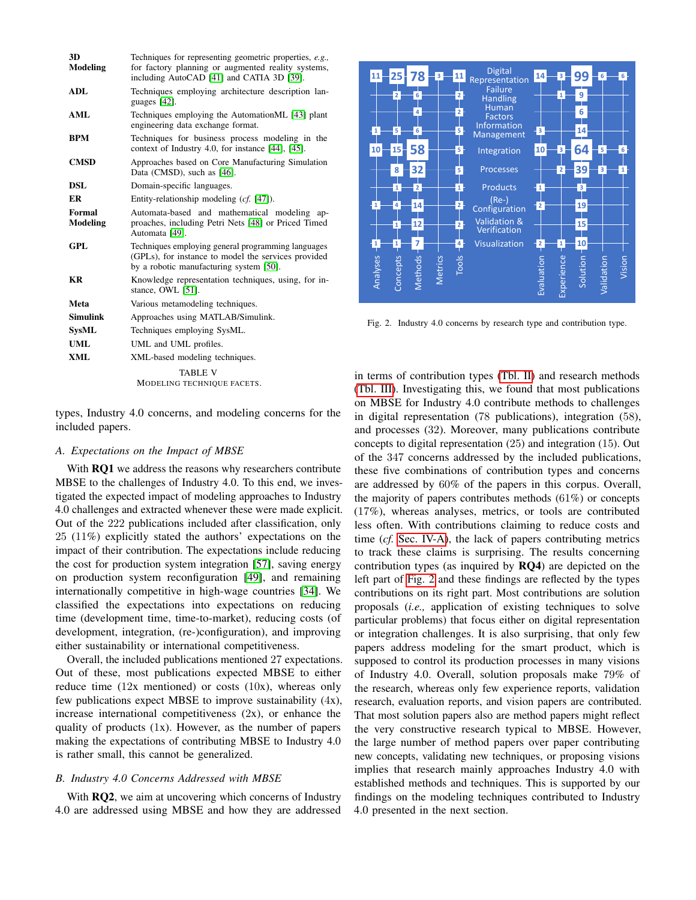| | |
|---|---|
| **3D Modeling** | Techniques for representing geometric properties, *e.g.,* for factory planning or augmented reality systems, including AutoCAD [41] and CATIA 3D [39]. |
| **ADL** | Techniques employing architecture description languages [42]. |
| **AML** | Techniques employing the AutomationML [43] plant engineering data exchange format. |
| **BPM** | Techniques for business process modeling in the context of Industry 4.0, for instance [44], [45]. |
| **CMSD** | Approaches based on Core Manufacturing Simulation Data (CMSD), such as [46]. |
| **DSL** | Domain-specific languages. |
| **ER** | Entity-relationship modeling (*cf.* [47]). |
| **Formal Modeling** | Automata-based and mathematical modeling approaches, including Petri Nets [48] or Priced Timed Automata [49]. |
| **GPL** | Techniques employing general programming languages (GPLs), for instance to model the services provided by a robotic manufacturing system [50]. |
| **KR** | Knowledge representation techniques, using, for instance, OWL [51]. |
| **Meta** | Various metamodeling techniques. |
| **Simulink** | Approaches using MATLAB/Simulink. |
| **SysML** | Techniques employing SysML. |
| **UML** | UML and UML profiles. |
| **XML** | XML-based modeling techniques. |

TABLE V
MODELING TECHNIQUE FACETS.

types, Industry 4.0 concerns, and modeling concerns for the included papers.

### A. Expectations on the Impact of MBSE

With **RQ1** we address the reasons why researchers contribute MBSE to the challenges of Industry 4.0. To this end, we investigated the expected impact of modeling approaches to Industry 4.0 challenges and extracted whenever these were made explicit. Out of the 222 publications included after classification, only 25 (11%) explicitly stated the authors' expectations on the impact of their contribution. The expectations include reducing the cost for production system integration [57], saving energy on production system reconfiguration [49], and remaining internationally competitive in high-wage countries [34]. We classified the expectations into expectations on reducing time (development time, time-to-market), reducing costs (of development, integration, (re-)configuration), and improving either sustainability or international competitiveness.

Overall, the included publications mentioned 27 expectations. Out of these, most publications expected MBSE to either reduce time (12x mentioned) or costs (10x), whereas only few publications expect MBSE to improve sustainability (4x), increase international competitiveness (2x), or enhance the quality of products (1x). However, as the number of papers making the expectations of contributing MBSE to Industry 4.0 is rather small, this cannot be generalized.

### B. Industry 4.0 Concerns Addressed with MBSE

With **RQ2**, we aim at uncovering which concerns of Industry 4.0 are addressed using MBSE and how they are addressed in terms of contribution types (Tbl. II) and research methods (Tbl. III). Investigating this, we found that most publications on MBSE for Industry 4.0 contribute methods to challenges in digital representation (78 publications), integration (58), and processes (32). Moreover, many publications contribute concepts to digital representation (25) and integration (15). Out of the 347 concerns addressed by the included publications, these five combinations of contribution types and concerns are addressed by 60% of the papers in this corpus. Overall, the majority of papers contributes methods (61%) or concepts (17%), whereas analyses, metrics, or tools are contributed less often. With contributions claiming to reduce costs and time (*cf.* Sec. IV-A), the lack of papers contributing metrics to track these claims is surprising. The results concerning contribution types (as inquired by **RQ4**) are depicted on the left part of Fig. 2 and these findings are reflected by the types contributions on its right part. Most contributions are solution proposals (*i.e.,* application of existing techniques to solve particular problems) that focus either on digital representation or integration challenges. It is also surprising, that only few papers address modeling for the smart product, which is supposed to control its production processes in many visions of Industry 4.0. Overall, solution proposals make 79% of the research, whereas only few experience reports, validation research, evaluation reports, and vision papers are contributed. That most solution papers also are method papers might reflect the very constructive research typical to MBSE. However, the large number of method papers over paper contributing new concepts, validating new techniques, or proposing visions implies that research mainly approaches Industry 4.0 with established methods and techniques. This is supported by our findings on the modeling techniques contributed to Industry 4.0 presented in the next section.

| | Analyses | Concepts | Methods | Metrics | Tools | | Evaluation | Experience | Solution | Validation | Vision |
|---|---|---|---|---|---|---|---|---|---|---|---|
| | 11 | 25 | 78 | 3 | 11 | Digital Representation | 14 | 3 | 99 | 6 | 6 |
| | | 2 | 6 | | 2 | Failure Handling | | 1 | 9 | | |
| | | | 4 | | 2 | Human Factors | | | 6 | | |
| | 1 | 5 | 6 | | 5 | Information Management | 3 | | 14 | | |
| | 10 | 15 | 58 | | 5 | Integration | 10 | 3 | 64 | 5 | 6 |
| | | 8 | 32 | | 5 | Processes | | 2 | 39 | 3 | 1 |
| | | 1 | 2 | | 1 | Products | 1 | | 3 | | |
| | 1 | 4 | 14 | | 2 | (Re-) Configuration | 2 | | 19 | | |
| | | 1 | 12 | | 2 | Validation & Verification | | | 15 | | |
| | 1 | 1 | 7 | | 4 | Visualization | 2 | 1 | 10 | | |

Fig. 2. Industry 4.0 concerns by research type and contribution type.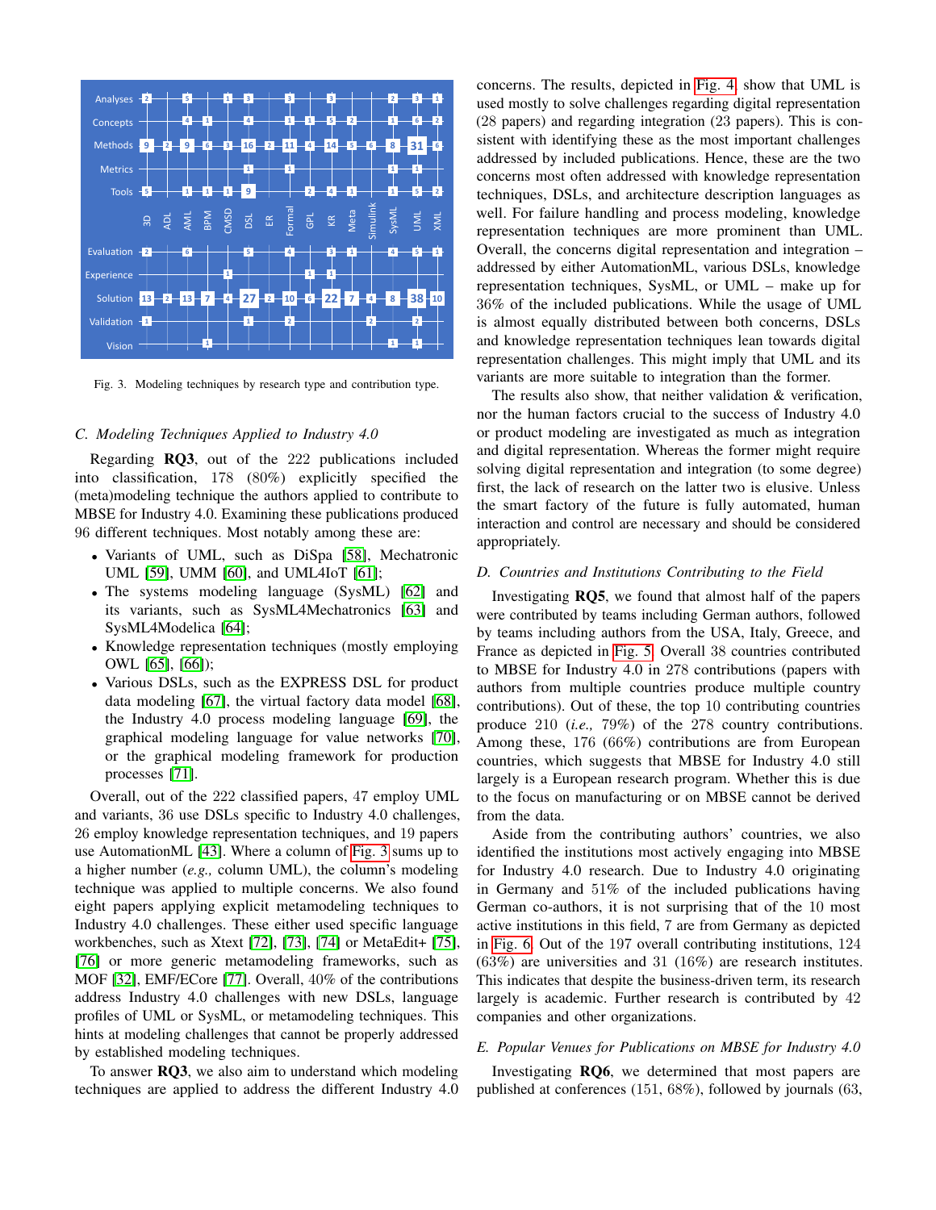Fig. 3. Modeling techniques by research type and contribution type.

### C. Modeling Techniques Applied to Industry 4.0

Regarding **RQ3**, out of the 222 publications included into classification, 178 (80%) explicitly specified the (meta)modeling technique the authors applied to contribute to MBSE for Industry 4.0. Examining these publications produced 96 different techniques. Most notably among these are:

- Variants of UML, such as DiSpa [58], Mechatronic UML [59], UMM [60], and UML4IoT [61];
- The systems modeling language (SysML) [62] and its variants, such as SysML4Mechatronics [63] and SysML4Modelica [64];
- Knowledge representation techniques (mostly employing OWL [65], [66]);
- Various DSLs, such as the EXPRESS DSL for product data modeling [67], the virtual factory data model [68], the Industry 4.0 process modeling language [69], the graphical modeling language for value networks [70], or the graphical modeling framework for production processes [71].

Overall, out of the 222 classified papers, 47 employ UML and variants, 36 use DSLs specific to Industry 4.0 challenges, 26 employ knowledge representation techniques, and 19 papers use AutomationML [43]. Where a column of Fig. 3 sums up to a higher number (*e.g.,* column UML), the column's modeling technique was applied to multiple concerns. We also found eight papers applying explicit metamodeling techniques to Industry 4.0 challenges. These either used specific language workbenches, such as Xtext [72], [73], [74] or MetaEdit+ [75], [76] or more generic metamodeling frameworks, such as MOF [32], EMF/ECore [77]. Overall, 40% of the contributions address Industry 4.0 challenges with new DSLs, language profiles of UML or SysML, or metamodeling techniques. This hints at modeling challenges that cannot be properly addressed by established modeling techniques.

To answer **RQ3**, we also aim to understand which modeling techniques are applied to address the different Industry 4.0 concerns. The results, depicted in Fig. 4, show that UML is used mostly to solve challenges regarding digital representation (28 papers) and regarding integration (23 papers). This is consistent with identifying these as the most important challenges addressed by included publications. Hence, these are the two concerns most often addressed with knowledge representation techniques, DSLs, and architecture description languages as well. For failure handling and process modeling, knowledge representation techniques are more prominent than UML. Overall, the concerns digital representation and integration – addressed by either AutomationML, various DSLs, knowledge representation techniques, SysML, or UML – make up for 36% of the included publications. While the usage of UML is almost equally distributed between both concerns, DSLs and knowledge representation techniques lean towards digital representation challenges. This might imply that UML and its variants are more suitable to integration than the former.

The results also show, that neither validation & verification, nor the human factors crucial to the success of Industry 4.0 or product modeling are investigated as much as integration and digital representation. Whereas the former might require solving digital representation and integration (to some degree) first, the lack of research on the latter two is elusive. Unless the smart factory of the future is fully automated, human interaction and control are necessary and should be considered appropriately.

### D. Countries and Institutions Contributing to the Field

Investigating **RQ5**, we found that almost half of the papers were contributed by teams including German authors, followed by teams including authors from the USA, Italy, Greece, and France as depicted in Fig. 5. Overall 38 countries contributed to MBSE for Industry 4.0 in 278 contributions (papers with authors from multiple countries produce multiple country contributions). Out of these, the top 10 contributing countries produce 210 (*i.e.,* 79%) of the 278 country contributions. Among these, 176 (66%) contributions are from European countries, which suggests that MBSE for Industry 4.0 still largely is a European research program. Whether this is due to the focus on manufacturing or on MBSE cannot be derived from the data.

Aside from the contributing authors' countries, we also identified the institutions most actively engaging into MBSE for Industry 4.0 research. Due to Industry 4.0 originating in Germany and 51% of the included publications having German co-authors, it is not surprising that of the 10 most active institutions in this field, 7 are from Germany as depicted in Fig. 6. Out of the 197 overall contributing institutions, 124 (63%) are universities and 31 (16%) are research institutes. This indicates that despite the business-driven term, its research largely is academic. Further research is contributed by 42 companies and other organizations.

### E. Popular Venues for Publications on MBSE for Industry 4.0

Investigating **RQ6**, we determined that most papers are published at conferences (151, 68%), followed by journals (63,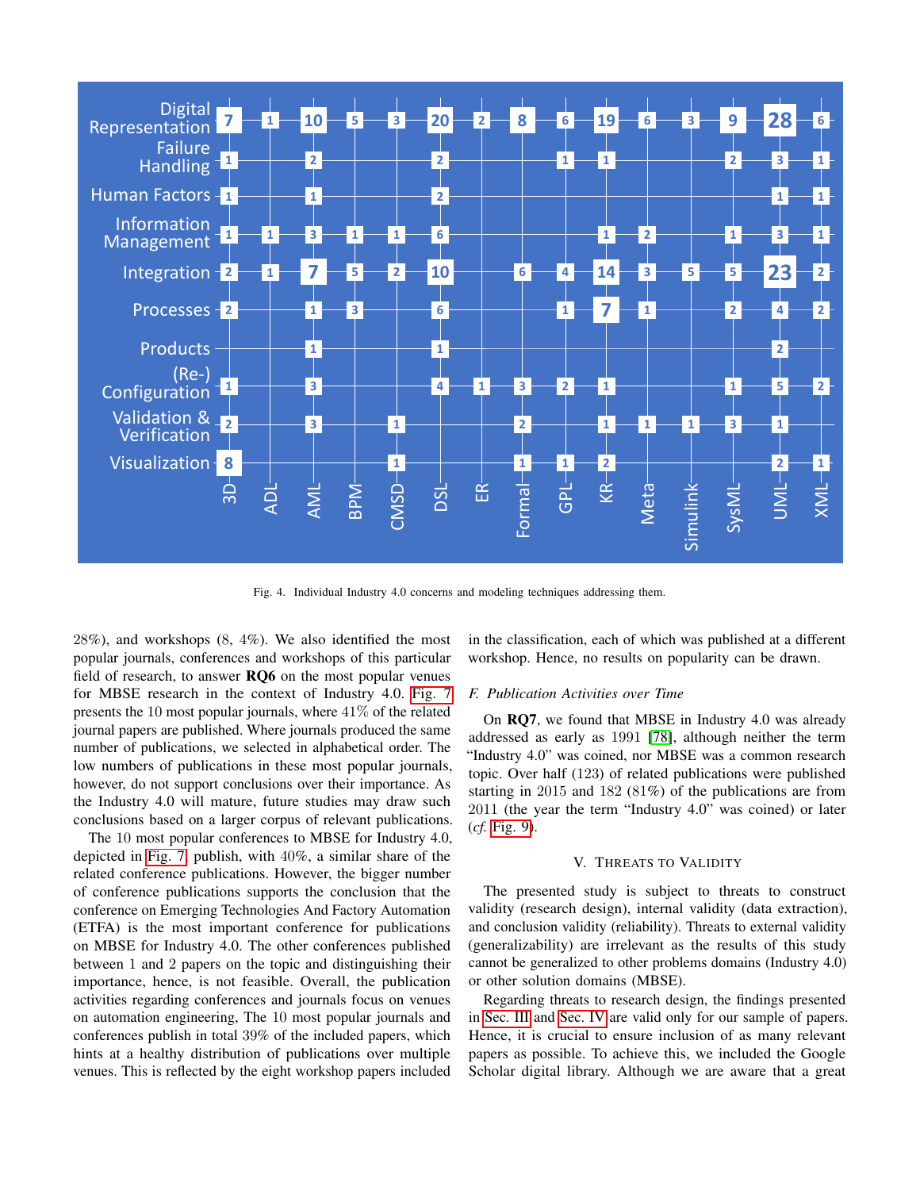| | 3D | ADL | AML | BPM | CMSD | DSL | ER | Formal | GPL | KR | Meta | Simulink | SysML | UML | XML |
|---|---|---|---|---|---|---|---|---|---|---|---|---|---|---|---|
| Digital Representation | 7 | 1 | 10 | 5 | 3 | 20 | 2 | 8 | 6 | 19 | 6 | 3 | 9 | 28 | 6 |
| Failure Handling | 1 | | 2 | | | 2 | | | 1 | 1 | | | 2 | 3 | 1 |
| Human Factors | 1 | | 1 | | | 2 | | | | | | | | 1 | 1 |
| Information Management | 1 | 1 | 3 | 1 | 1 | 6 | | | | 1 | 2 | | 1 | 3 | 1 |
| Integration | 2 | 1 | 7 | 5 | 2 | 10 | | 6 | 4 | 14 | 3 | 5 | 5 | 23 | 2 |
| Processes | 2 | | 1 | 3 | | 6 | | | 1 | 7 | 1 | | 2 | 4 | 2 |
| Products | | | 1 | | | 1 | | | | | | | | 2 | |
| (Re-) Configuration | 1 | | 3 | | | 4 | 1 | 3 | 2 | 1 | | | 1 | 5 | 2 |
| Validation & Verification | 2 | | 3 | | 1 | | | 2 | | 1 | 1 | 1 | 3 | 1 | |
| Visualization | 8 | | | | 1 | | | 1 | 1 | 2 | | | | 2 | 1 |

Fig. 4. Individual Industry 4.0 concerns and modeling techniques addressing them.

28%), and workshops (8, 4%). We also identified the most popular journals, conferences and workshops of this particular field of research, to answer **RQ6** on the most popular venues for MBSE research in the context of Industry 4.0. Fig. 7 presents the 10 most popular journals, where 41% of the related journal papers are published. Where journals produced the same number of publications, we selected in alphabetical order. The low numbers of publications in these most popular journals, however, do not support conclusions over their importance. As the Industry 4.0 will mature, future studies may draw such conclusions based on a larger corpus of relevant publications.

The 10 most popular conferences to MBSE for Industry 4.0, depicted in Fig. 7, publish, with 40%, a similar share of the related conference publications. However, the bigger number of conference publications supports the conclusion that the conference on Emerging Technologies And Factory Automation (ETFA) is the most important conference for publications on MBSE for Industry 4.0. The other conferences published between 1 and 2 papers on the topic and distinguishing their importance, hence, is not feasible. Overall, the publication activities regarding conferences and journals focus on venues on automation engineering, The 10 most popular journals and conferences publish in total 39% of the included papers, which hints at a healthy distribution of publications over multiple venues. This is reflected by the eight workshop papers included in the classification, each of which was published at a different workshop. Hence, no results on popularity can be drawn.

### *F. Publication Activities over Time*

On **RQ7**, we found that MBSE in Industry 4.0 was already addressed as early as 1991 [78], although neither the term "Industry 4.0" was coined, nor MBSE was a common research topic. Over half (123) of related publications were published starting in 2015 and 182 (81%) of the publications are from 2011 (the year the term "Industry 4.0" was coined) or later (*cf.* Fig. 9).

## V. Threats to Validity

The presented study is subject to threats to construct validity (research design), internal validity (data extraction), and conclusion validity (reliability). Threats to external validity (generalizability) are irrelevant as the results of this study cannot be generalized to other problems domains (Industry 4.0) or other solution domains (MBSE).

Regarding threats to research design, the findings presented in Sec. III and Sec. IV are valid only for our sample of papers. Hence, it is crucial to ensure inclusion of as many relevant papers as possible. To achieve this, we included the Google Scholar digital library. Although we are aware that a great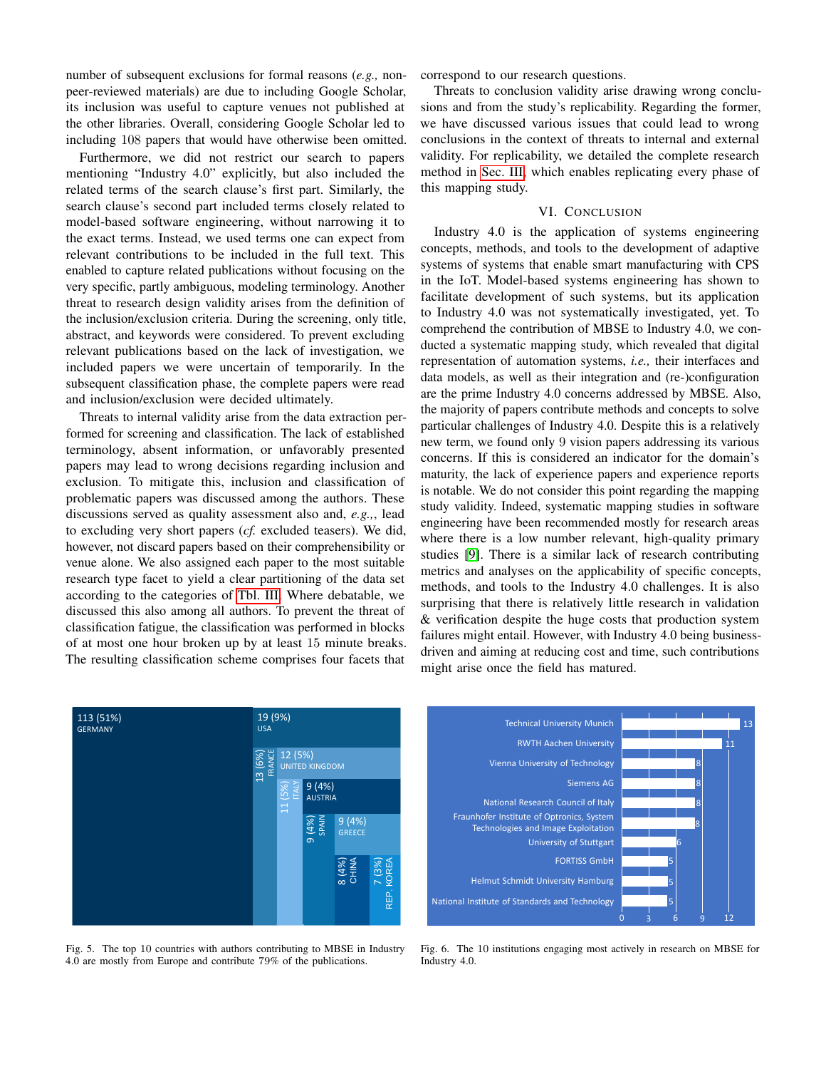number of subsequent exclusions for formal reasons (*e.g.,* non-peer-reviewed materials) are due to including Google Scholar, its inclusion was useful to capture venues not published at the other libraries. Overall, considering Google Scholar led to including 108 papers that would have otherwise been omitted.

Furthermore, we did not restrict our search to papers mentioning "Industry 4.0" explicitly, but also included the related terms of the search clause's first part. Similarly, the search clause's second part included terms closely related to model-based software engineering, without narrowing it to the exact terms. Instead, we used terms one can expect from relevant contributions to be included in the full text. This enabled to capture related publications without focusing on the very specific, partly ambiguous, modeling terminology. Another threat to research design validity arises from the definition of the inclusion/exclusion criteria. During the screening, only title, abstract, and keywords were considered. To prevent excluding relevant publications based on the lack of investigation, we included papers we were uncertain of temporarily. In the subsequent classification phase, the complete papers were read and inclusion/exclusion were decided ultimately.

Threats to internal validity arise from the data extraction performed for screening and classification. The lack of established terminology, absent information, or unfavorably presented papers may lead to wrong decisions regarding inclusion and exclusion. To mitigate this, inclusion and classification of problematic papers was discussed among the authors. These discussions served as quality assessment also and, *e.g.,*, lead to excluding very short papers (*cf.* excluded teasers). We did, however, not discard papers based on their comprehensibility or venue alone. We also assigned each paper to the most suitable research type facet to yield a clear partitioning of the data set according to the categories of Tbl. III. Where debatable, we discussed this also among all authors. To prevent the threat of classification fatigue, the classification was performed in blocks of at most one hour broken up by at least 15 minute breaks. The resulting classification scheme comprises four facets that correspond to our research questions.

Threats to conclusion validity arise drawing wrong conclusions and from the study's replicability. Regarding the former, we have discussed various issues that could lead to wrong conclusions in the context of threats to internal and external validity. For replicability, we detailed the complete research method in Sec. III, which enables replicating every phase of this mapping study.

## VI. Conclusion

Industry 4.0 is the application of systems engineering concepts, methods, and tools to the development of adaptive systems of systems that enable smart manufacturing with CPS in the IoT. Model-based systems engineering has shown to facilitate development of such systems, but its application to Industry 4.0 was not systematically investigated, yet. To comprehend the contribution of MBSE to Industry 4.0, we conducted a systematic mapping study, which revealed that digital representation of automation systems, *i.e.,* their interfaces and data models, as well as their integration and (re-)configuration are the prime Industry 4.0 concerns addressed by MBSE. Also, the majority of papers contribute methods and concepts to solve particular challenges of Industry 4.0. Despite this is a relatively new term, we found only 9 vision papers addressing its various concerns. If this is considered an indicator for the domain's maturity, the lack of experience papers and experience reports is notable. We do not consider this point regarding the mapping study validity. Indeed, systematic mapping studies in software engineering have been recommended mostly for research areas where there is a low number relevant, high-quality primary studies [9]. There is a similar lack of research contributing metrics and analyses on the applicability of specific concepts, methods, and tools to the Industry 4.0 challenges. It is also surprising that there is relatively little research in validation & verification despite the huge costs that production system failures might entail. However, with Industry 4.0 being business-driven and aiming at reducing cost and time, such contributions might arise once the field has matured.

| Country | Count |
|---|---|
| Germany | 113 (51%) |
| USA | 19 (9%) |
| France | 13 (6%) |
| United Kingdom | 12 (5%) |
| Italy | 11 (5%) |
| Austria | 9 (4%) |
| Spain | 9 (4%) |
| Greece | 9 (4%) |
| China | 8 (4%) |
| Rep. Korea | 7 (3%) |

Fig. 5. The top 10 countries with authors contributing to MBSE in Industry 4.0 are mostly from Europe and contribute 79% of the publications.

| Institution | Count |
|---|---|
| Technical University Munich | 13 |
| RWTH Aachen University | 11 |
| Vienna University of Technology | 8 |
| Siemens AG | 8 |
| National Research Council of Italy | 8 |
| Fraunhofer Institute of Optronics, System Technologies and Image Exploitation | 8 |
| University of Stuttgart | 6 |
| FORTISS GmbH | 5 |
| Helmut Schmidt University Hamburg | 5 |
| National Institute of Standards and Technology | 5 |

Fig. 6. The 10 institutions engaging most actively in research on MBSE for Industry 4.0.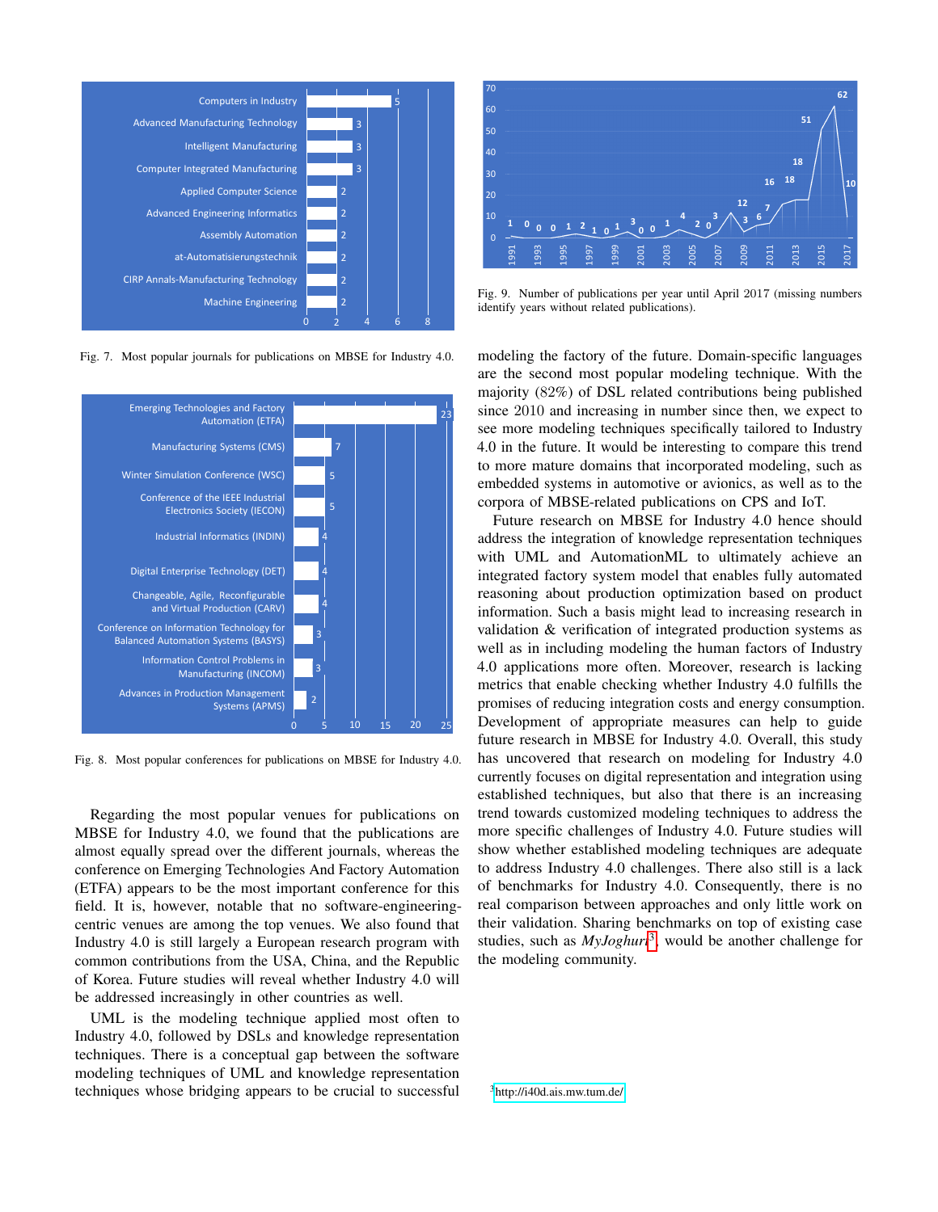Fig. 7. Most popular journals for publications on MBSE for Industry 4.0.

Fig. 8. Most popular conferences for publications on MBSE for Industry 4.0.

Fig. 9. Number of publications per year until April 2017 (missing numbers identify years without related publications).

Regarding the most popular venues for publications on MBSE for Industry 4.0, we found that the publications are almost equally spread over the different journals, whereas the conference on Emerging Technologies And Factory Automation (ETFA) appears to be the most important conference for this field. It is, however, notable that no software-engineering-centric venues are among the top venues. We also found that Industry 4.0 is still largely a European research program with common contributions from the USA, China, and the Republic of Korea. Future studies will reveal whether Industry 4.0 will be addressed increasingly in other countries as well.

UML is the modeling technique applied most often to Industry 4.0, followed by DSLs and knowledge representation techniques. There is a conceptual gap between the software modeling techniques of UML and knowledge representation techniques whose bridging appears to be crucial to successful modeling the factory of the future. Domain-specific languages are the second most popular modeling technique. With the majority (82%) of DSL related contributions being published since 2010 and increasing in number since then, we expect to see more modeling techniques specifically tailored to Industry 4.0 in the future. It would be interesting to compare this trend to more mature domains that incorporated modeling, such as embedded systems in automotive or avionics, as well as to the corpora of MBSE-related publications on CPS and IoT.

Future research on MBSE for Industry 4.0 hence should address the integration of knowledge representation techniques with UML and AutomationML to ultimately achieve an integrated factory system model that enables fully automated reasoning about production optimization based on product information. Such a basis might lead to increasing research in validation & verification of integrated production systems as well as in including modeling the human factors of Industry 4.0 applications more often. Moreover, research is lacking metrics that enable checking whether Industry 4.0 fulfills the promises of reducing integration costs and energy consumption. Development of appropriate measures can help to guide future research in MBSE for Industry 4.0. Overall, this study has uncovered that research on modeling for Industry 4.0 currently focuses on digital representation and integration using established techniques, but also that there is an increasing trend towards customized modeling techniques to address the more specific challenges of Industry 4.0. Future studies will show whether established modeling techniques are adequate to address Industry 4.0 challenges. There also still is a lack of benchmarks for Industry 4.0. Consequently, there is no real comparison between approaches and only little work on their validation. Sharing benchmarks on top of existing case studies, such as *MyJoghurt*[3], would be another challenge for the modeling community.

[3] http://i40d.ais.mw.tum.de/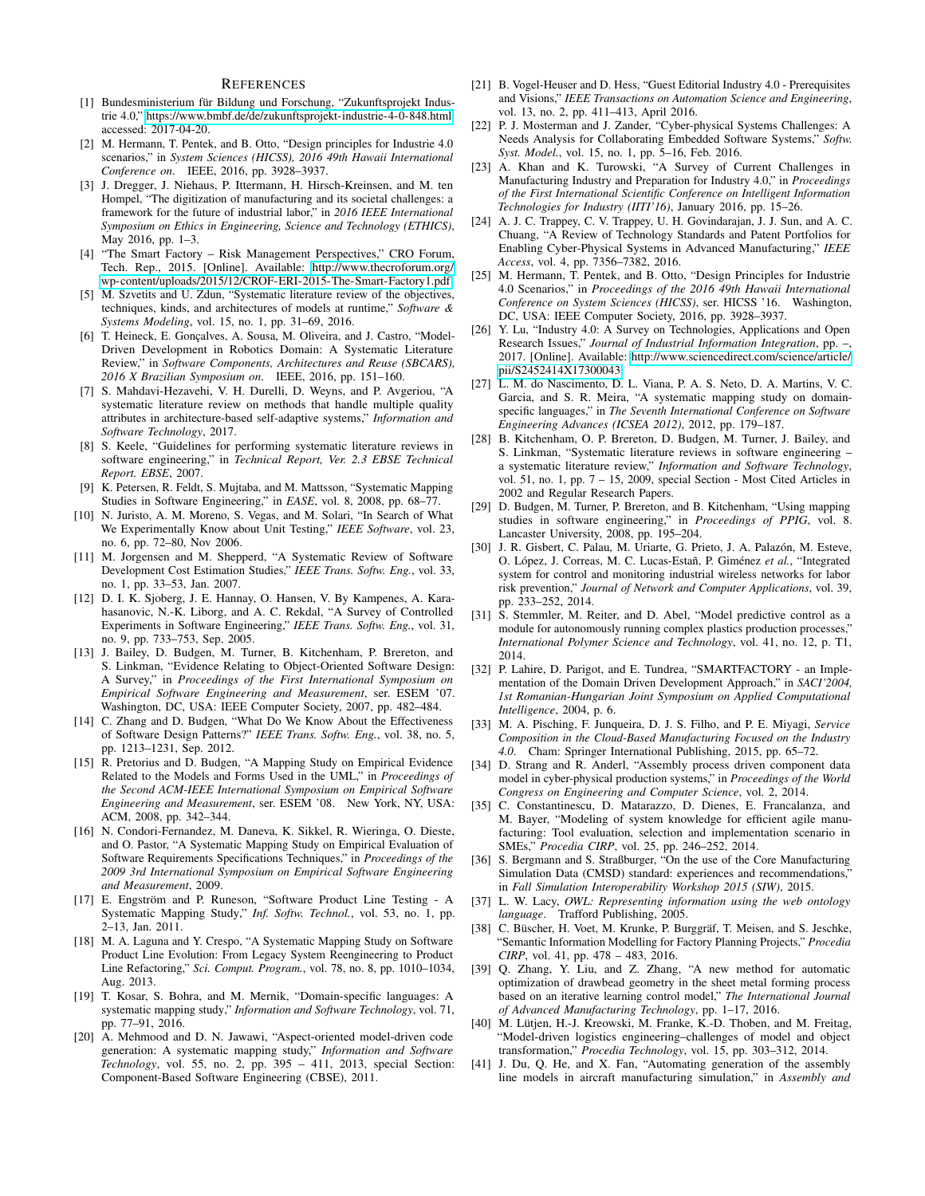## References

[1] Bundesministerium für Bildung und Forschung, "Zukunftsprojekt Industrie 4.0," https://www.bmbf.de/de/zukunftsprojekt-industrie-4-0-848.html accessed: 2017-04-20.

[2] M. Hermann, T. Pentek, and B. Otto, "Design principles for Industrie 4.0 scenarios," in *System Sciences (HICSS), 2016 49th Hawaii International Conference on*. IEEE, 2016, pp. 3928–3937.

[3] J. Dregger, J. Niehaus, P. Ittermann, H. Hirsch-Kreinsen, and M. ten Hompel, "The digitization of manufacturing and its societal challenges: a framework for the future of industrial labor," in *2016 IEEE International Symposium on Ethics in Engineering, Science and Technology (ETHICS)*, May 2016, pp. 1–3.

[4] "The Smart Factory – Risk Management Perspectives," CRO Forum, Tech. Rep., 2015. [Online]. Available: http://www.thecroforum.org/wp-content/uploads/2015/12/CROF-ERI-2015-The-Smart-Factory1.pdf

[5] M. Szvetits and U. Zdun, "Systematic literature review of the objectives, techniques, kinds, and architectures of models at runtime," *Software & Systems Modeling*, vol. 15, no. 1, pp. 31–69, 2016.

[6] T. Heineck, E. Gonçalves, A. Sousa, M. Oliveira, and J. Castro, "Model-Driven Development in Robotics Domain: A Systematic Literature Review," in *Software Components, Architectures and Reuse (SBCARS), 2016 X Brazilian Symposium on*. IEEE, 2016, pp. 151–160.

[7] S. Mahdavi-Hezavehi, V. H. Durelli, D. Weyns, and P. Avgeriou, "A systematic literature review on methods that handle multiple quality attributes in architecture-based self-adaptive systems," *Information and Software Technology*, 2017.

[8] S. Keele, "Guidelines for performing systematic literature reviews in software engineering," in *Technical Report, Ver. 2.3 EBSE Technical Report. EBSE*, 2007.

[9] K. Petersen, R. Feldt, S. Mujtaba, and M. Mattsson, "Systematic Mapping Studies in Software Engineering," in *EASE*, vol. 8, 2008, pp. 68–77.

[10] N. Juristo, A. M. Moreno, S. Vegas, and M. Solari, "In Search of What We Experimentally Know about Unit Testing," *IEEE Software*, vol. 23, no. 6, pp. 72–80, Nov 2006.

[11] M. Jorgensen and M. Shepperd, "A Systematic Review of Software Development Cost Estimation Studies," *IEEE Trans. Softw. Eng.*, vol. 33, no. 1, pp. 33–53, Jan. 2007.

[12] D. I. K. Sjoberg, J. E. Hannay, O. Hansen, V. By Kampenes, A. Karahasanovic, N.-K. Liborg, and A. C. Rekdal, "A Survey of Controlled Experiments in Software Engineering," *IEEE Trans. Softw. Eng.*, vol. 31, no. 9, pp. 733–753, Sep. 2005.

[13] J. Bailey, D. Budgen, M. Turner, B. Kitchenham, P. Brereton, and S. Linkman, "Evidence Relating to Object-Oriented Software Design: A Survey," in *Proceedings of the First International Symposium on Empirical Software Engineering and Measurement*, ser. ESEM '07. Washington, DC, USA: IEEE Computer Society, 2007, pp. 482–484.

[14] C. Zhang and D. Budgen, "What Do We Know About the Effectiveness of Software Design Patterns?" *IEEE Trans. Softw. Eng.*, vol. 38, no. 5, pp. 1213–1231, Sep. 2012.

[15] R. Pretorius and D. Budgen, "A Mapping Study on Empirical Evidence Related to the Models and Forms Used in the UML," in *Proceedings of the Second ACM-IEEE International Symposium on Empirical Software Engineering and Measurement*, ser. ESEM '08. New York, NY, USA: ACM, 2008, pp. 342–344.

[16] N. Condori-Fernandez, M. Daneva, K. Sikkel, R. Wieringa, O. Dieste, and O. Pastor, "A Systematic Mapping Study on Empirical Evaluation of Software Requirements Specifications Techniques," in *Proceedings of the 2009 3rd International Symposium on Empirical Software Engineering and Measurement*, 2009.

[17] E. Engström and P. Runeson, "Software Product Line Testing - A Systematic Mapping Study," *Inf. Softw. Technol.*, vol. 53, no. 1, pp. 2–13, Jan. 2011.

[18] M. A. Laguna and Y. Crespo, "A Systematic Mapping Study on Software Product Line Evolution: From Legacy System Reengineering to Product Line Refactoring," *Sci. Comput. Program.*, vol. 78, no. 8, pp. 1010–1034, Aug. 2013.

[19] T. Kosar, S. Bohra, and M. Mernik, "Domain-specific languages: A systematic mapping study," *Information and Software Technology*, vol. 71, pp. 77–91, 2016.

[20] A. Mehmood and D. N. Jawawi, "Aspect-oriented model-driven code generation: A systematic mapping study," *Information and Software Technology*, vol. 55, no. 2, pp. 395 – 411, 2013, special Section: Component-Based Software Engineering (CBSE), 2011.

[21] B. Vogel-Heuser and D. Hess, "Guest Editorial Industry 4.0 - Prerequisites and Visions," *IEEE Transactions on Automation Science and Engineering*, vol. 13, no. 2, pp. 411–413, April 2016.

[22] P. J. Mosterman and J. Zander, "Cyber-physical Systems Challenges: A Needs Analysis for Collaborating Embedded Software Systems," *Softw. Syst. Model.*, vol. 15, no. 1, pp. 5–16, Feb. 2016.

[23] A. Khan and K. Turowski, "A Survey of Current Challenges in Manufacturing Industry and Preparation for Industry 4.0," in *Proceedings of the First International Scientific Conference on Intelligent Information Technologies for Industry (IITI'16)*, January 2016, pp. 15–26.

[24] A. J. C. Trappey, C. V. Trappey, U. H. Govindarajan, J. J. Sun, and A. C. Chuang, "A Review of Technology Standards and Patent Portfolios for Enabling Cyber-Physical Systems in Advanced Manufacturing," *IEEE Access*, vol. 4, pp. 7356–7382, 2016.

[25] M. Hermann, T. Pentek, and B. Otto, "Design Principles for Industrie 4.0 Scenarios," in *Proceedings of the 2016 49th Hawaii International Conference on System Sciences (HICSS)*, ser. HICSS '16. Washington, DC, USA: IEEE Computer Society, 2016, pp. 3928–3937.

[26] Y. Lu, "Industry 4.0: A Survey on Technologies, Applications and Open Research Issues," *Journal of Industrial Information Integration*, pp. –, 2017. [Online]. Available: http://www.sciencedirect.com/science/article/pii/S2452414X17300043

[27] L. M. do Nascimento, D. L. Viana, P. A. S. Neto, D. A. Martins, V. C. Garcia, and S. R. Meira, "A systematic mapping study on domain-specific languages," in *The Seventh International Conference on Software Engineering Advances (ICSEA 2012)*, 2012, pp. 179–187.

[28] B. Kitchenham, O. P. Brereton, D. Budgen, M. Turner, J. Bailey, and S. Linkman, "Systematic literature reviews in software engineering – a systematic literature review," *Information and Software Technology*, vol. 51, no. 1, pp. 7 – 15, 2009, special Section - Most Cited Articles in 2002 and Regular Research Papers.

[29] D. Budgen, M. Turner, P. Brereton, and B. Kitchenham, "Using mapping studies in software engineering," in *Proceedings of PPIG*, vol. 8. Lancaster University, 2008, pp. 195–204.

[30] J. R. Gisbert, C. Palau, M. Uriarte, G. Prieto, J. A. Palazón, M. Esteve, O. López, J. Correas, M. C. Lucas-Estañ, P. Giménez *et al.*, "Integrated system for control and monitoring industrial wireless networks for labor risk prevention," *Journal of Network and Computer Applications*, vol. 39, pp. 233–252, 2014.

[31] S. Stemmler, M. Reiter, and D. Abel, "Model predictive control as a module for autonomously running complex plastics production processes," *International Polymer Science and Technology*, vol. 41, no. 12, p. T1, 2014.

[32] P. Lahire, D. Parigot, and E. Tundrea, "SMARTFACTORY - an Implementation of the Domain Driven Development Approach," in *SACI'2004, 1st Romanian-Hungarian Joint Symposium on Applied Computational Intelligence*, 2004, p. 6.

[33] M. A. Pisching, F. Junqueira, D. J. S. Filho, and P. E. Miyagi, *Service Composition in the Cloud-Based Manufacturing Focused on the Industry 4.0*. Cham: Springer International Publishing, 2015, pp. 65–72.

[34] D. Strang and R. Anderl, "Assembly process driven component data model in cyber-physical production systems," in *Proceedings of the World Congress on Engineering and Computer Science*, vol. 2, 2014.

[35] C. Constantinescu, D. Matarazzo, D. Dienes, E. Francalanza, and M. Bayer, "Modeling of system knowledge for efficient agile manufacturing: Tool evaluation, selection and implementation scenario in SMEs," *Procedia CIRP*, vol. 25, pp. 246–252, 2014.

[36] S. Bergmann and S. Straßburger, "On the use of the Core Manufacturing Simulation Data (CMSD) standard: experiences and recommendations," in *Fall Simulation Interoperability Workshop 2015 (SIW)*, 2015.

[37] L. W. Lacy, *OWL: Representing information using the web ontology language*. Trafford Publishing, 2005.

[38] C. Büscher, H. Voet, M. Krunke, P. Burggräf, T. Meisen, and S. Jeschke, "Semantic Information Modelling for Factory Planning Projects," *Procedia CIRP*, vol. 41, pp. 478 – 483, 2016.

[39] Q. Zhang, Y. Liu, and Z. Zhang, "A new method for automatic optimization of drawbead geometry in the sheet metal forming process based on an iterative learning control model," *The International Journal of Advanced Manufacturing Technology*, pp. 1–17, 2016.

[40] M. Lütjen, H.-J. Kreowski, M. Franke, K.-D. Thoben, and M. Freitag, "Model-driven logistics engineering–challenges of model and object transformation," *Procedia Technology*, vol. 15, pp. 303–312, 2014.

[41] J. Du, Q. He, and X. Fan, "Automating generation of the assembly line models in aircraft manufacturing simulation," in *Assembly and*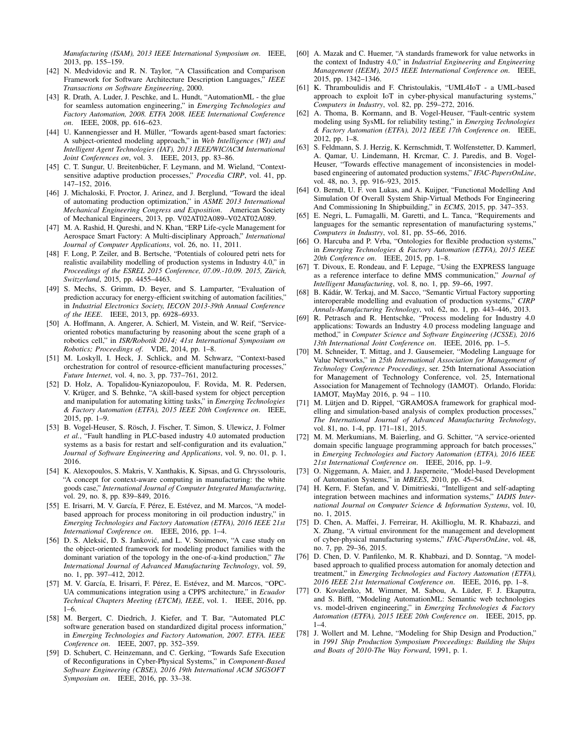*Manufacturing (ISAM), 2013 IEEE International Symposium on*. IEEE, 2013, pp. 155–159.

[42] N. Medvidovic and R. N. Taylor, "A Classification and Comparison Framework for Software Architecture Description Languages," *IEEE Transactions on Software Engineering*, 2000.

[43] R. Drath, A. Luder, J. Peschke, and L. Hundt, "AutomationML - the glue for seamless automation engineering," in *Emerging Technologies and Factory Automation, 2008. ETFA 2008. IEEE International Conference on*. IEEE, 2008, pp. 616–623.

[44] U. Kannengiesser and H. Müller, "Towards agent-based smart factories: A subject-oriented modeling approach," in *Web Intelligence (WI) and Intelligent Agent Technologies (IAT), 2013 IEEE/WIC/ACM International Joint Conferences on*, vol. 3. IEEE, 2013, pp. 83–86.

[45] C. T. Sungur, U. Breitenbücher, F. Leymann, and M. Wieland, "Context-sensitive adaptive production processes," *Procedia CIRP*, vol. 41, pp. 147–152, 2016.

[46] J. Michaloski, F. Proctor, J. Arinez, and J. Berglund, "Toward the ideal of automating production optimization," in *ASME 2013 International Mechanical Engineering Congress and Exposition*. American Society of Mechanical Engineers, 2013, pp. V02AT02A089–V02AT02A089.

[47] M. A. Rashid, H. Qureshi, and N. Khan, "ERP Life-cycle Management for Aerospace Smart Factory: A Multi-disciplinary Approach," *International Journal of Computer Applications*, vol. 26, no. 11, 2011.

[48] F. Long, P. Zeiler, and B. Bertsche, "Potentials of coloured petri nets for realistic availability modelling of production systems in Industry 4.0," in *Proceedings of the ESREL 2015 Conference, 07.09.-10.09. 2015, Zürich, Switzerland*, 2015, pp. 4455–4463.

[49] S. Mechs, S. Grimm, D. Beyer, and S. Lamparter, "Evaluation of prediction accuracy for energy-efficient switching of automation facilities," in *Industrial Electronics Society, IECON 2013-39th Annual Conference of the IEEE*. IEEE, 2013, pp. 6928–6933.

[50] A. Hoffmann, A. Angerer, A. Schierl, M. Vistein, and W. Reif, "Service-oriented robotics manufacturing by reasoning about the scene graph of a robotics cell," in *ISR/Robotik 2014; 41st International Symposium on Robotics; Proceedings of*. VDE, 2014, pp. 1–8.

[51] M. Loskyll, I. Heck, J. Schlick, and M. Schwarz, "Context-based orchestration for control of resource-efficient manufacturing processes," *Future Internet*, vol. 4, no. 3, pp. 737–761, 2012.

[52] D. Holz, A. Topalidou-Kyniazopoulou, F. Rovida, M. R. Pedersen, V. Krüger, and S. Behnke, "A skill-based system for object perception and manipulation for automating kitting tasks," in *Emerging Technologies & Factory Automation (ETFA), 2015 IEEE 20th Conference on*. IEEE, 2015, pp. 1–9.

[53] B. Vogel-Heuser, S. Rösch, J. Fischer, T. Simon, S. Ulewicz, J. Folmer *et al.*, "Fault handling in PLC-based industry 4.0 automated production systems as a basis for restart and self-configuration and its evaluation," *Journal of Software Engineering and Applications*, vol. 9, no. 01, p. 1, 2016.

[54] K. Alexopoulos, S. Makris, V. Xanthakis, K. Sipsas, and G. Chryssolouris, "A concept for context-aware computing in manufacturing: the white goods case," *International Journal of Computer Integrated Manufacturing*, vol. 29, no. 8, pp. 839–849, 2016.

[55] E. Irisarri, M. V. García, F. Pérez, E. Estévez, and M. Marcos, "A model-based approach for process monitoring in oil production industry," in *Emerging Technologies and Factory Automation (ETFA), 2016 IEEE 21st International Conference on*. IEEE, 2016, pp. 1–4.

[56] D. S. Aleksić, D. S. Janković, and L. V. Stoimenov, "A case study on the object-oriented framework for modeling product families with the dominant variation of the topology in the one-of-a-kind production," *The International Journal of Advanced Manufacturing Technology*, vol. 59, no. 1, pp. 397–412, 2012.

[57] M. V. García, E. Irisarri, F. Pérez, E. Estévez, and M. Marcos, "OPC-UA communications integration using a CPPS architecture," in *Ecuador Technical Chapters Meeting (ETCM), IEEE*, vol. 1. IEEE, 2016, pp. 1–6.

[58] M. Bergert, C. Diedrich, J. Kiefer, and T. Bar, "Automated PLC software generation based on standardized digital process information," in *Emerging Technologies and Factory Automation, 2007. ETFA. IEEE Conference on*. IEEE, 2007, pp. 352–359.

[59] D. Schubert, C. Heinzemann, and C. Gerking, "Towards Safe Execution of Reconfigurations in Cyber-Physical Systems," in *Component-Based Software Engineering (CBSE), 2016 19th International ACM SIGSOFT Symposium on*. IEEE, 2016, pp. 33–38.

[60] A. Mazak and C. Huemer, "A standards framework for value networks in the context of Industry 4.0," in *Industrial Engineering and Engineering Management (IEEM), 2015 IEEE International Conference on*. IEEE, 2015, pp. 1342–1346.

[61] K. Thramboulidis and F. Christoulakis, "UML4IoT - a UML-based approach to exploit IoT in cyber-physical manufacturing systems," *Computers in Industry*, vol. 82, pp. 259–272, 2016.

[62] A. Thoma, B. Kormann, and B. Vogel-Heuser, "Fault-centric system modeling using SysML for reliability testing," in *Emerging Technologies & Factory Automation (ETFA), 2012 IEEE 17th Conference on*. IEEE, 2012, pp. 1–8.

[63] S. Feldmann, S. J. Herzig, K. Kernschmidt, T. Wolfenstetter, D. Kammerl, A. Qamar, U. Lindemann, H. Krcmar, C. J. Paredis, and B. Vogel-Heuser, "Towards effective management of inconsistencies in model-based engineering of automated production systems," *IFAC-PapersOnLine*, vol. 48, no. 3, pp. 916–923, 2015.

[64] O. Berndt, U. F. von Lukas, and A. Kuijper, "Functional Modelling And Simulation Of Overall System Ship-Virtual Methods For Engineering And Commissioning In Shipbuilding," in *ECMS*, 2015, pp. 347–353.

[65] E. Negri, L. Fumagalli, M. Garetti, and L. Tanca, "Requirements and languages for the semantic representation of manufacturing systems," *Computers in Industry*, vol. 81, pp. 55–66, 2016.

[66] O. Harcuba and P. Vrba, "Ontologies for flexible production systems," in *Emerging Technologies & Factory Automation (ETFA), 2015 IEEE 20th Conference on*. IEEE, 2015, pp. 1–8.

[67] T. Divoux, E. Rondeau, and F. Lepage, "Using the EXPRESS language as a reference interface to define MMS communication," *Journal of Intelligent Manufacturing*, vol. 8, no. 1, pp. 59–66, 1997.

[68] B. Kádár, W. Terkaj, and M. Sacco, "Semantic Virtual Factory supporting interoperable modelling and evaluation of production systems," *CIRP Annals-Manufacturing Technology*, vol. 62, no. 1, pp. 443–446, 2013.

[69] R. Petrasch and R. Hentschke, "Process modeling for Industry 4.0 applications: Towards an Industry 4.0 process modeling language and method," in *Computer Science and Software Engineering (JCSSE), 2016 13th International Joint Conference on*. IEEE, 2016, pp. 1–5.

[70] M. Schneider, T. Mittag, and J. Gausemeier, "Modeling Language for Value Networks," in *25th International Association for Management of Technology Conference Proceedings*, ser. 25th International Association for Management of Technology Conference, vol. 25, International Association for Management of Technology (IAMOT). Orlando, Florida: IAMOT, MayMay 2016, p. 94 – 110.

[71] M. Lütjen and D. Rippel, "GRAMOSA framework for graphical modelling and simulation-based analysis of complex production processes," *The International Journal of Advanced Manufacturing Technology*, vol. 81, no. 1-4, pp. 171–181, 2015.

[72] M. M. Merkumians, M. Baierling, and G. Schitter, "A service-oriented domain specific language programming approach for batch processes," in *Emerging Technologies and Factory Automation (ETFA), 2016 IEEE 21st International Conference on*. IEEE, 2016, pp. 1–9.

[73] O. Niggemann, A. Maier, and J. Jasperneite, "Model-based Development of Automation Systems," in *MBEES*, 2010, pp. 45–54.

[74] H. Kern, F. Stefan, and V. Dimitrieski, "Intelligent and self-adapting integration between machines and information systems," *IADIS International Journal on Computer Science & Information Systems*, vol. 10, no. 1, 2015.

[75] D. Chen, A. Maffei, J. Ferreirar, H. Akillioglu, M. R. Khabazzi, and X. Zhang, "A virtual environment for the management and development of cyber-physical manufacturing systems," *IFAC-PapersOnLine*, vol. 48, no. 7, pp. 29–36, 2015.

[76] D. Chen, D. V. Panfilenko, M. R. Khabbazi, and D. Sonntag, "A model-based approach to qualified process automation for anomaly detection and treatment," in *Emerging Technologies and Factory Automation (ETFA), 2016 IEEE 21st International Conference on*. IEEE, 2016, pp. 1–8.

[77] O. Kovalenko, M. Wimmer, M. Sabou, A. Lüder, F. J. Ekaputra, and S. Biffl, "Modeling AutomationML: Semantic web technologies vs. model-driven engineering," in *Emerging Technologies & Factory Automation (ETFA), 2015 IEEE 20th Conference on*. IEEE, 2015, pp. 1–4.

[78] J. Wollert and M. Lehne, "Modeling for Ship Design and Production," in *1991 Ship Production Symposium Proceedings: Building the Ships and Boats of 2010-The Way Forward*, 1991, p. 1.